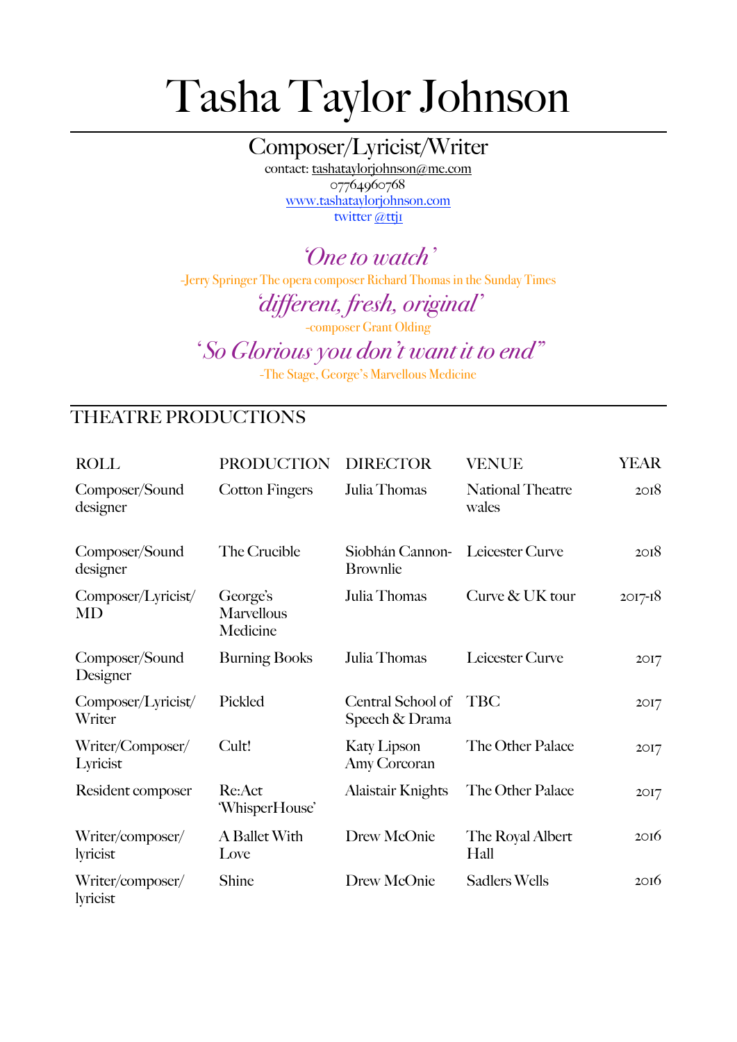# Tasha Taylor Johnson

Composer/Lyricist/Writer

contact: tashataylorjohnson@me.com
07764960768
www.tashataylorjohnson.com
twitter @ttj1

*'One to watch'*
-Jerry Springer The opera composer Richard Thomas in the Sunday Times

*'different, fresh, original'*
-composer Grant Olding

*'So Glorious you don't want it to end"*
-The Stage, George's Marvellous Medicine

## THEATRE PRODUCTIONS

| ROLL | PRODUCTION | DIRECTOR | VENUE | YEAR |
|---|---|---|---|---|
| Composer/Sound designer | Cotton Fingers | Julia Thomas | National Theatre wales | 2018 |
| Composer/Sound designer | The Crucible | Siobhán Cannon-Brownlie | Leicester Curve | 2018 |
| Composer/Lyricist/MD | George's Marvellous Medicine | Julia Thomas | Curve & UK tour | 2017-18 |
| Composer/Sound Designer | Burning Books | Julia Thomas | Leicester Curve | 2017 |
| Composer/Lyricist/Writer | Pickled | Central School of Speech & Drama | TBC | 2017 |
| Writer/Composer/Lyricist | Cult! | Katy Lipson Amy Corcoran | The Other Palace | 2017 |
| Resident composer | Re:Act 'WhisperHouse' | Alaistair Knights | The Other Palace | 2017 |
| Writer/composer/lyricist | A Ballet With Love | Drew McOnie | The Royal Albert Hall | 2016 |
| Writer/composer/lyricist | Shine | Drew McOnie | Sadlers Wells | 2016 |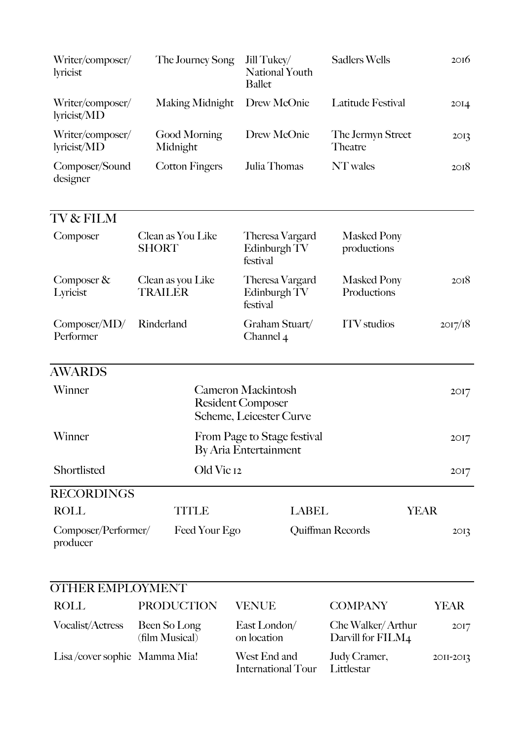| | | | | |
|---|---|---|---|---|
| Writer/composer/ lyricist | The Journey Song | Jill Tukey/ National Youth Ballet | Sadlers Wells | 2016 |
| Writer/composer/ lyricist/MD | Making Midnight | Drew McOnie | Latitude Festival | 2014 |
| Writer/composer/ lyricist/MD | Good Morning Midnight | Drew McOnie | The Jermyn Street Theatre | 2013 |
| Composer/Sound designer | Cotton Fingers | Julia Thomas | NT wales | 2018 |

## TV & FILM

| | | | | |
|---|---|---|---|---|
| Composer | Clean as You Like SHORT | Theresa Vargard Edinburgh TV festival | Masked Pony productions | |
| Composer & Lyricist | Clean as you Like TRAILER | Theresa Vargard Edinburgh TV festival | Masked Pony Productions | 2018 |
| Composer/MD/ Performer | Rinderland | Graham Stuart/ Channel 4 | ITV studios | 2017/18 |

## AWARDS

| | | |
|---|---|---|
| Winner | Cameron Mackintosh Resident Composer Scheme, Leicester Curve | 2017 |
| Winner | From Page to Stage festival By Aria Entertainment | 2017 |
| Shortlisted | Old Vic 12 | 2017 |

## RECORDINGS

| ROLL | TITLE | LABEL | YEAR |
|---|---|---|---|
| Composer/Performer/ producer | Feed Your Ego | Quiffman Records | 2013 |

## OTHER EMPLOYMENT

| ROLL | PRODUCTION | VENUE | COMPANY | YEAR |
|---|---|---|---|---|
| Vocalist/Actress | Been So Long (film Musical) | East London/ on location | Che Walker/ Arthur Darvill for FILM4 | 2017 |
| Lisa /cover sophie | Mamma Mia! | West End and International Tour | Judy Cramer, Littlestar | 2011-2013 |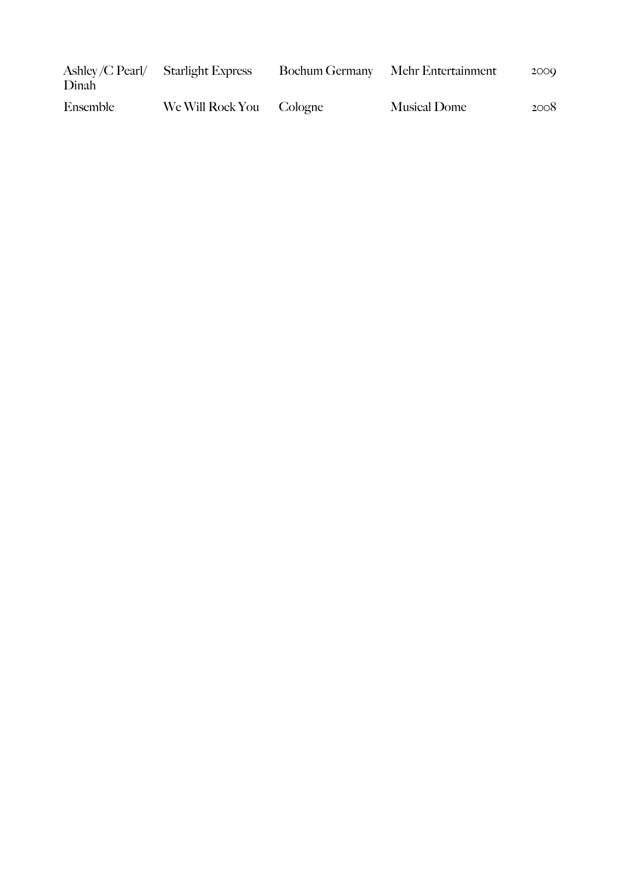| | | | | |
|---|---|---|---|---|
| Ashley /C Pearl/ Dinah | Starlight Express | Bochum Germany | Mehr Entertainment | 2009 |
| Ensemble | We Will Rock You | Cologne | Musical Dome | 2008 |